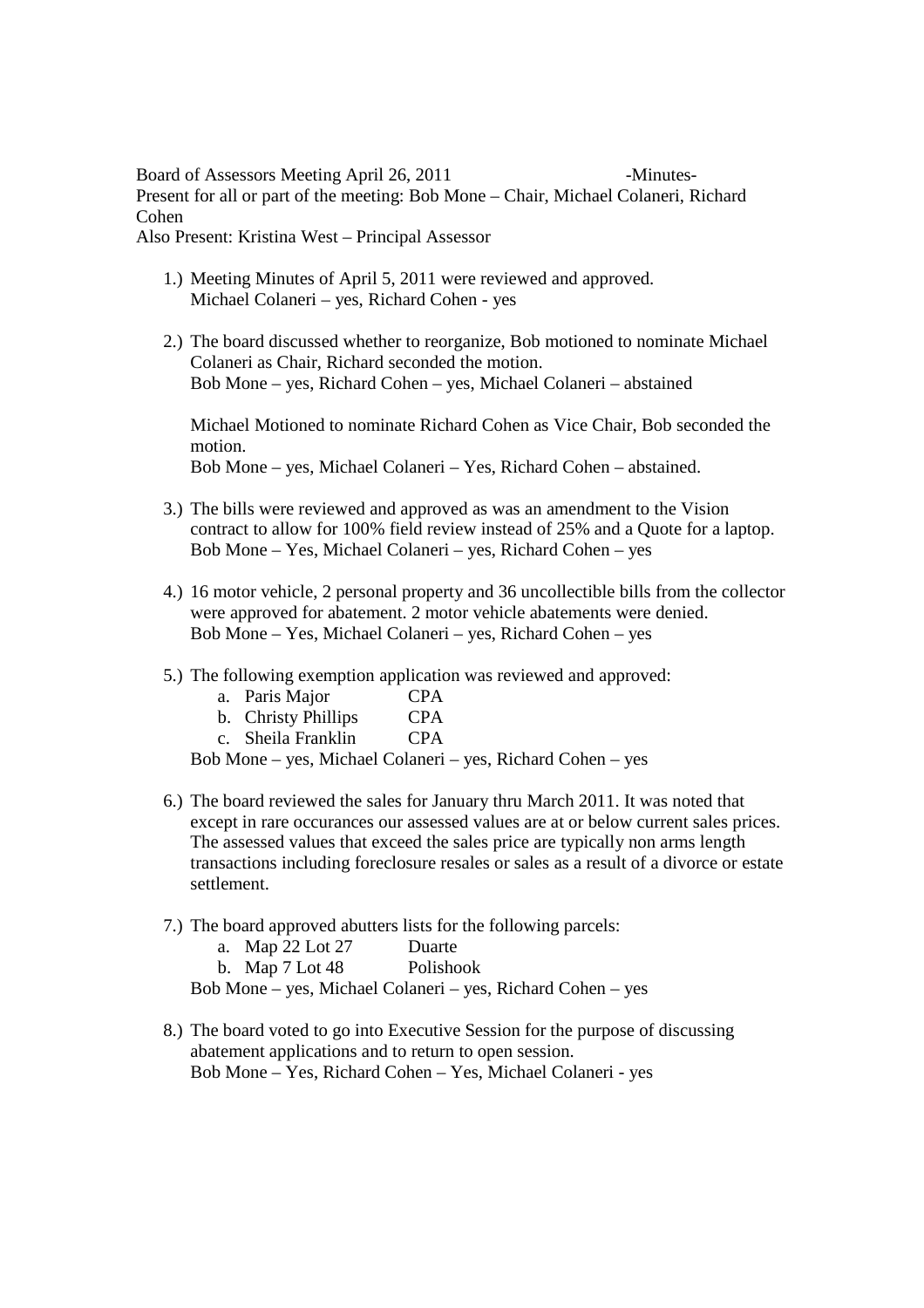Board of Assessors Meeting April 26, 2011 -Minutes-

Present for all or part of the meeting: Bob Mone – Chair, Michael Colaneri, Richard Cohen

Also Present: Kristina West – Principal Assessor

1.) Meeting Minutes of April 5, 2011 were reviewed and approved.
Michael Colaneri – yes, Richard Cohen - yes

2.) The board discussed whether to reorganize, Bob motioned to nominate Michael Colaneri as Chair, Richard seconded the motion.
Bob Mone – yes, Richard Cohen – yes, Michael Colaneri – abstained

   Michael Motioned to nominate Richard Cohen as Vice Chair, Bob seconded the motion.
   Bob Mone – yes, Michael Colaneri – Yes, Richard Cohen – abstained.

3.) The bills were reviewed and approved as was an amendment to the Vision contract to allow for 100% field review instead of 25% and a Quote for a laptop.
Bob Mone – Yes, Michael Colaneri – yes, Richard Cohen – yes

4.) 16 motor vehicle, 2 personal property and 36 uncollectible bills from the collector were approved for abatement. 2 motor vehicle abatements were denied.
Bob Mone – Yes, Michael Colaneri – yes, Richard Cohen – yes

5.) The following exemption application was reviewed and approved:
   a. Paris Major CPA
   b. Christy Phillips CPA
   c. Sheila Franklin CPA

   Bob Mone – yes, Michael Colaneri – yes, Richard Cohen – yes

6.) The board reviewed the sales for January thru March 2011. It was noted that except in rare occurances our assessed values are at or below current sales prices. The assessed values that exceed the sales price are typically non arms length transactions including foreclosure resales or sales as a result of a divorce or estate settlement.

7.) The board approved abutters lists for the following parcels:
   a. Map 22 Lot 27 Duarte
   b. Map 7 Lot 48 Polishook

   Bob Mone – yes, Michael Colaneri – yes, Richard Cohen – yes

8.) The board voted to go into Executive Session for the purpose of discussing abatement applications and to return to open session.
Bob Mone – Yes, Richard Cohen – Yes, Michael Colaneri - yes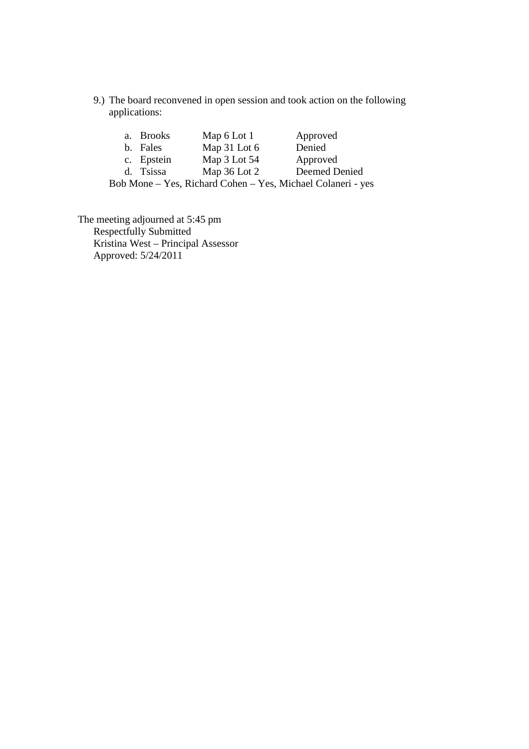9.) The board reconvened in open session and took action on the following applications:

| | | | |
|---|---|---|---|
| a. | Brooks | Map 6 Lot 1 | Approved |
| b. | Fales | Map 31 Lot 6 | Denied |
| c. | Epstein | Map 3 Lot 54 | Approved |
| d. | Tsissa | Map 36 Lot 2 | Deemed Denied |

Bob Mone – Yes, Richard Cohen – Yes, Michael Colaneri - yes

The meeting adjourned at 5:45 pm

Respectfully Submitted
Kristina West – Principal Assessor
Approved: 5/24/2011